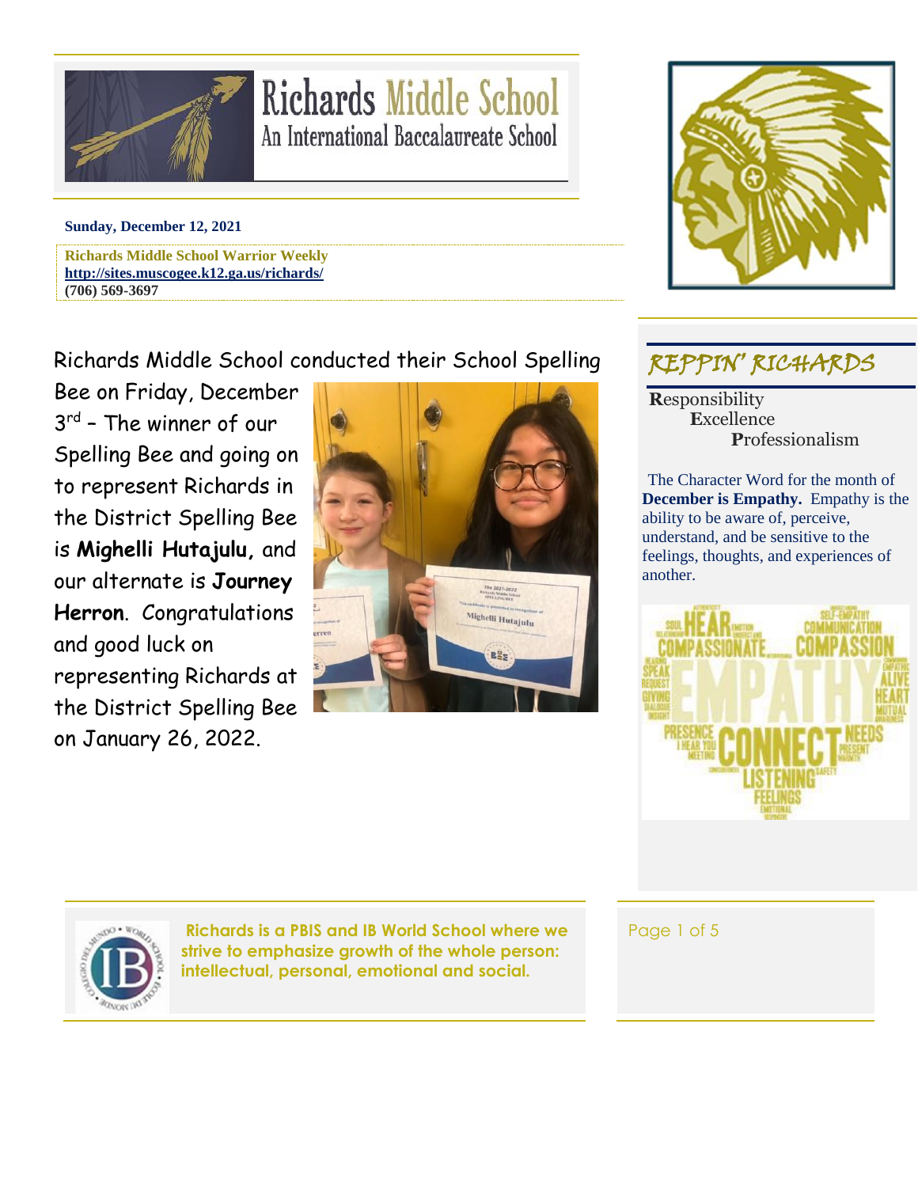# Richards Middle School
## An International Baccalaureate School

**Sunday, December 12, 2021**

**Richards Middle School Warrior Weekly**
**http://sites.muscogee.k12.ga.us/richards/**
**(706) 569-3697**

Richards Middle School conducted their School Spelling Bee on Friday, December 3rd – The winner of our Spelling Bee and going on to represent Richards in the District Spelling Bee is **Mighelli Hutajulu,** and our alternate is **Journey Herron**. Congratulations and good luck on representing Richards at the District Spelling Bee on January 26, 2022.

## *REPPIN' RICHARDS*

**R**esponsibility
**E**xcellence
**P**rofessionalism

The Character Word for the month of **December is Empathy.** Empathy is the ability to be aware of, perceive, understand, and be sensitive to the feelings, thoughts, and experiences of another.

**Richards is a PBIS and IB World School where we strive to emphasize growth of the whole person: intellectual, personal, emotional and social.**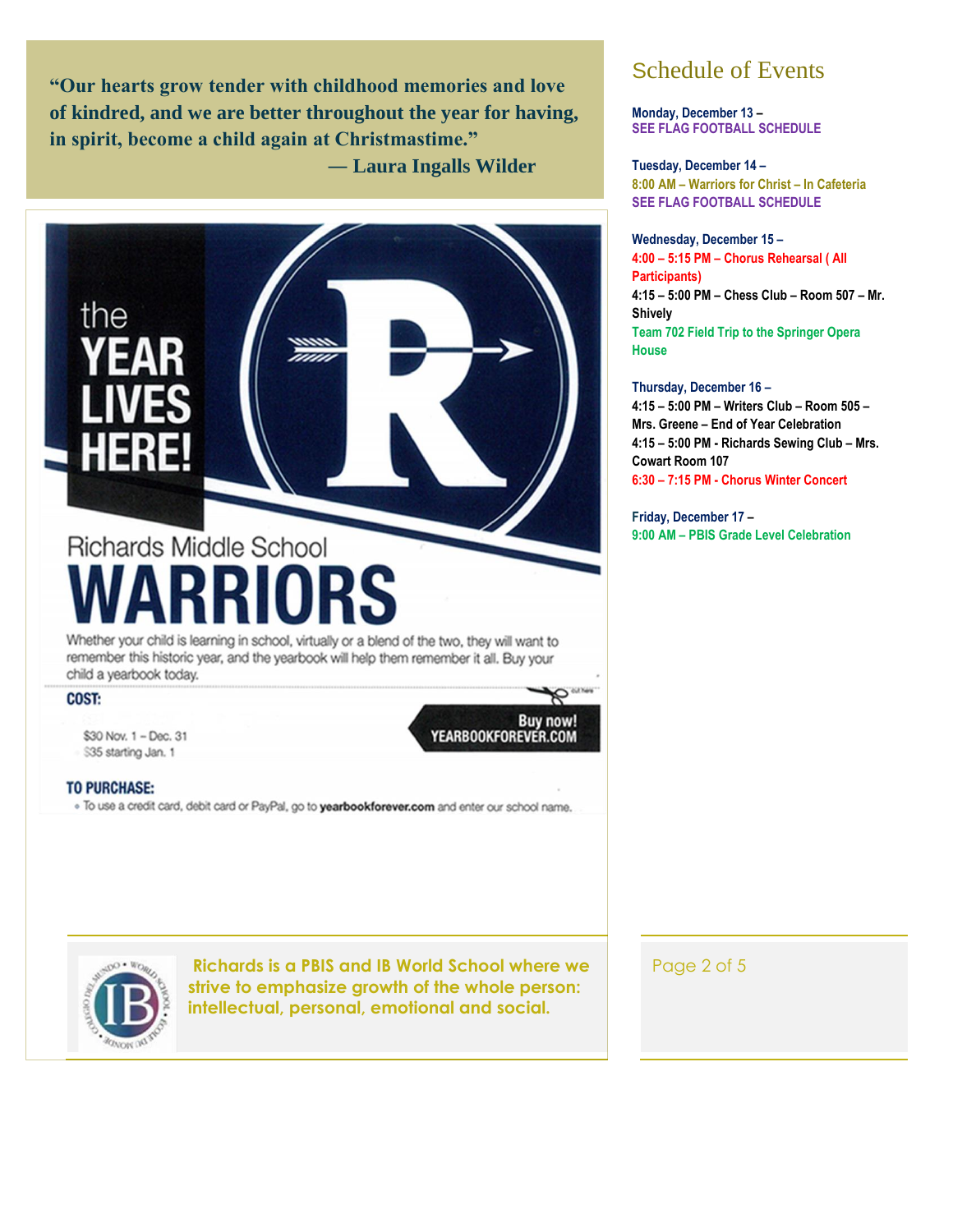**"Our hearts grow tender with childhood memories and love of kindred, and we are better throughout the year for having, in spirit, become a child again at Christmastime."**
**— Laura Ingalls Wilder**

the YEAR LIVES HERE!

Richards Middle School

# WARRIORS

Whether your child is learning in school, virtually or a blend of the two, they will want to remember this historic year, and the yearbook will help them remember it all. Buy your child a yearbook today.

**COST:**

$30 Nov. 1 – Dec. 31
$35 starting Jan. 1

Buy now! YEARBOOKFOREVER.COM

**TO PURCHASE:**

- To use a credit card, debit card or PayPal, go to **yearbookforever.com** and enter our school name.

## Schedule of Events

**Monday, December 13 –**
**SEE FLAG FOOTBALL SCHEDULE**

**Tuesday, December 14 –**
**8:00 AM – Warriors for Christ – In Cafeteria**
**SEE FLAG FOOTBALL SCHEDULE**

**Wednesday, December 15 –**
**4:00 – 5:15 PM – Chorus Rehearsal ( All Participants)**
**4:15 – 5:00 PM – Chess Club – Room 507 – Mr. Shively**
**Team 702 Field Trip to the Springer Opera House**

**Thursday, December 16 –**
**4:15 – 5:00 PM – Writers Club – Room 505 – Mrs. Greene – End of Year Celebration**
**4:15 – 5:00 PM - Richards Sewing Club – Mrs. Cowart Room 107**
**6:30 – 7:15 PM - Chorus Winter Concert**

**Friday, December 17 –**
**9:00 AM – PBIS Grade Level Celebration**

**Richards is a PBIS and IB World School where we strive to emphasize growth of the whole person: intellectual, personal, emotional and social.**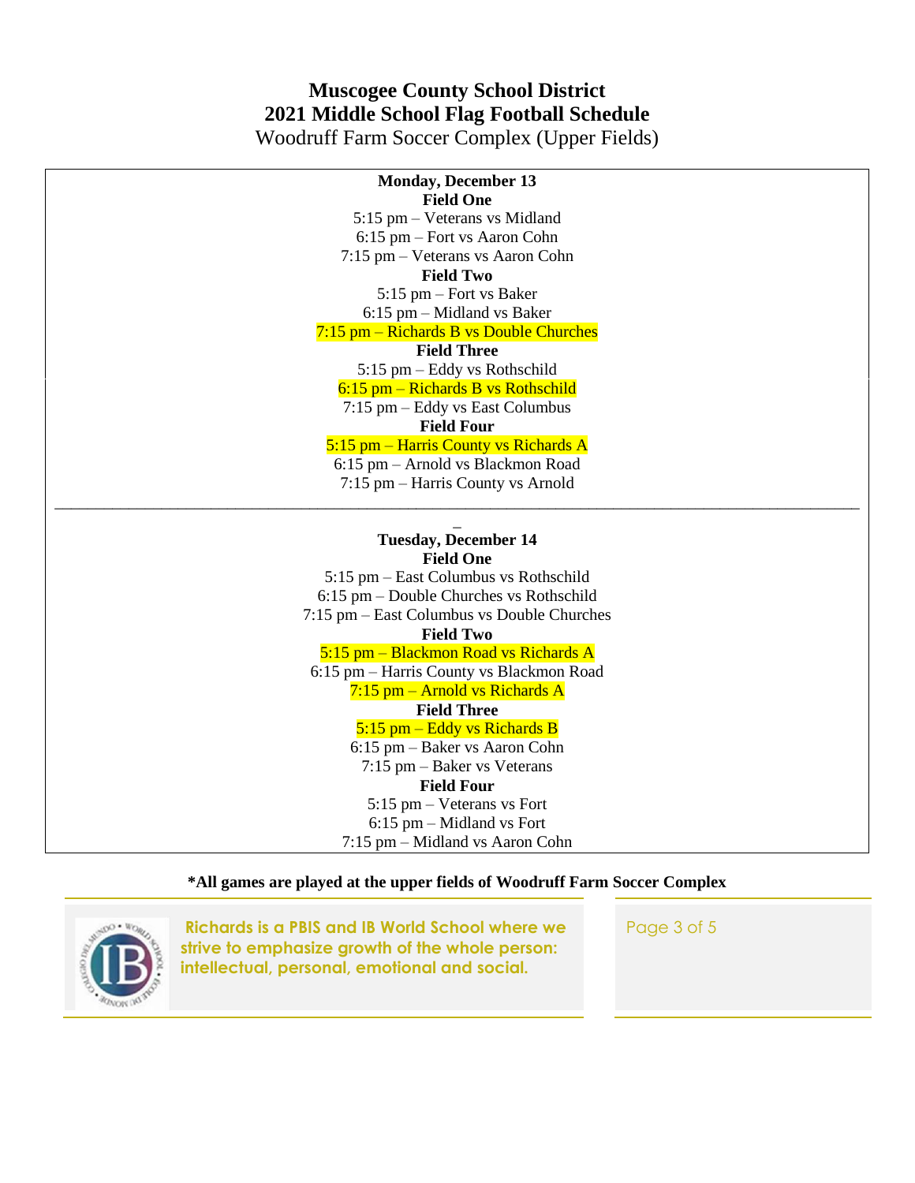# Muscogee County School District
## 2021 Middle School Flag Football Schedule
Woodruff Farm Soccer Complex (Upper Fields)

**Monday, December 13**

**Field One**

5:15 pm – Veterans vs Midland
6:15 pm – Fort vs Aaron Cohn
7:15 pm – Veterans vs Aaron Cohn

**Field Two**

5:15 pm – Fort vs Baker
6:15 pm – Midland vs Baker
7:15 pm – Richards B vs Double Churches

**Field Three**

5:15 pm – Eddy vs Rothschild
6:15 pm – Richards B vs Rothschild
7:15 pm – Eddy vs East Columbus

**Field Four**

5:15 pm – Harris County vs Richards A
6:15 pm – Arnold vs Blackmon Road
7:15 pm – Harris County vs Arnold

---

**Tuesday, December 14**

**Field One**

5:15 pm – East Columbus vs Rothschild
6:15 pm – Double Churches vs Rothschild
7:15 pm – East Columbus vs Double Churches

**Field Two**

5:15 pm – Blackmon Road vs Richards A
6:15 pm – Harris County vs Blackmon Road
7:15 pm – Arnold vs Richards A

**Field Three**

5:15 pm – Eddy vs Richards B
6:15 pm – Baker vs Aaron Cohn
7:15 pm – Baker vs Veterans

**Field Four**

5:15 pm – Veterans vs Fort
6:15 pm – Midland vs Fort
7:15 pm – Midland vs Aaron Cohn

**\*All games are played at the upper fields of Woodruff Farm Soccer Complex**

**Richards is a PBIS and IB World School where we strive to emphasize growth of the whole person: intellectual, personal, emotional and social.**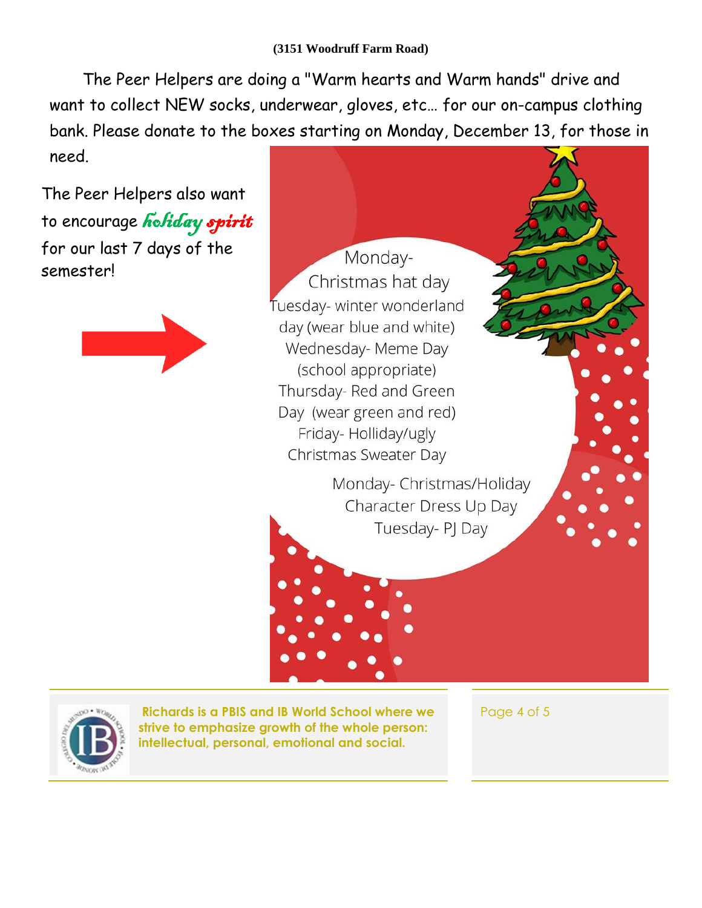**(3151 Woodruff Farm Road)**

The Peer Helpers are doing a "Warm hearts and Warm hands" drive and want to collect NEW socks, underwear, gloves, etc… for our on-campus clothing bank. Please donate to the boxes starting on Monday, December 13, for those in need.

The Peer Helpers also want to encourage *holiday spirit* for our last 7 days of the semester!

Monday- Christmas hat day

Tuesday- winter wonderland day (wear blue and white)

Wednesday- Meme Day (school appropriate)

Thursday- Red and Green Day (wear green and red)

Friday- Holliday/ugly Christmas Sweater Day

Monday- Christmas/Holiday Character Dress Up Day

Tuesday- PJ Day

**Richards is a PBIS and IB World School where we strive to emphasize growth of the whole person: intellectual, personal, emotional and social.**